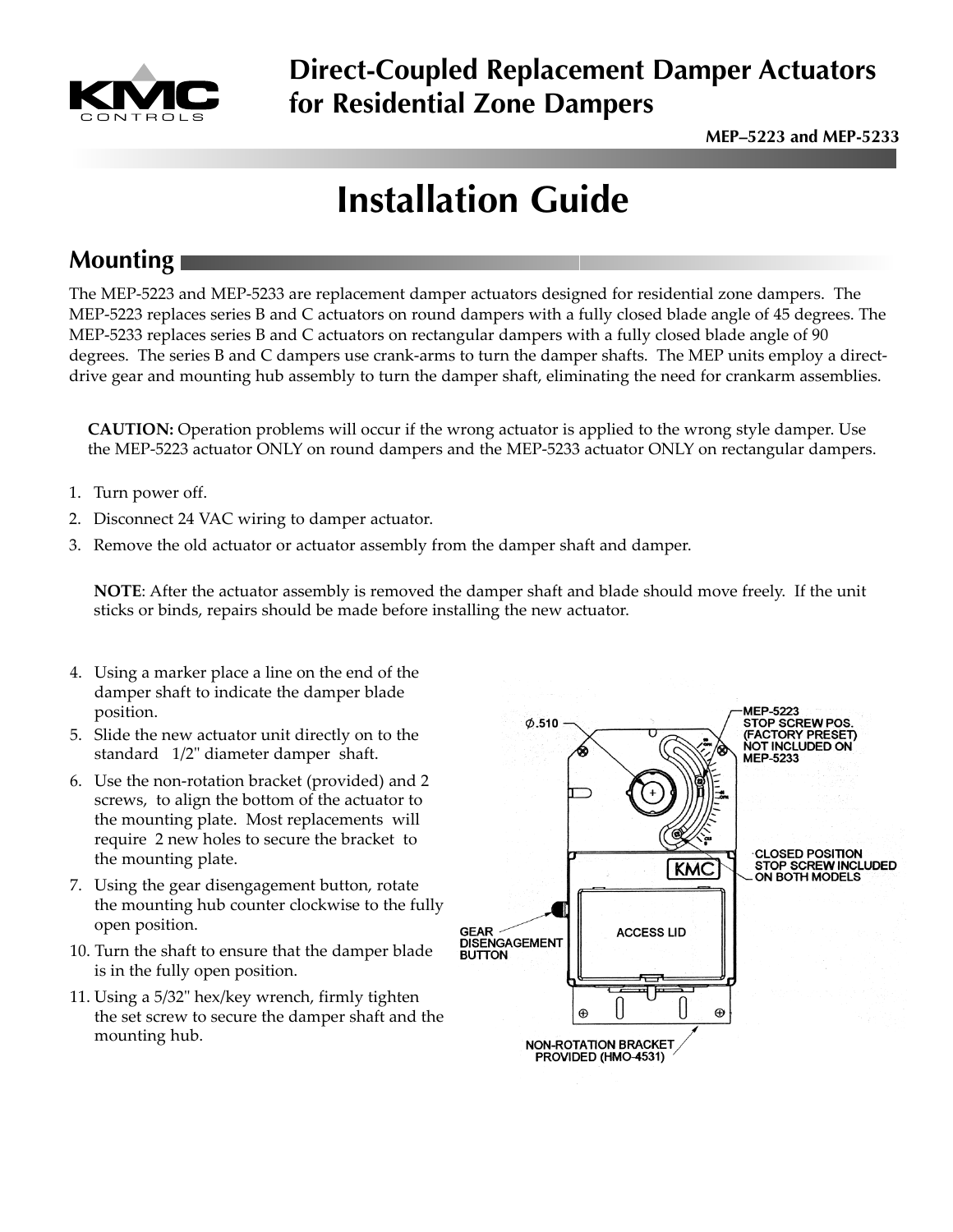# Direct-Coupled Replacement Damper Actuators for Residential Zone Dampers

**MEP–5223 and MEP-5233**

# Installation Guide

## Mounting

The MEP-5223 and MEP-5233 are replacement damper actuators designed for residential zone dampers. The MEP-5223 replaces series B and C actuators on round dampers with a fully closed blade angle of 45 degrees. The MEP-5233 replaces series B and C actuators on rectangular dampers with a fully closed blade angle of 90 degrees. The series B and C dampers use crank-arms to turn the damper shafts. The MEP units employ a direct-drive gear and mounting hub assembly to turn the damper shaft, eliminating the need for crankarm assemblies.

**CAUTION:** Operation problems will occur if the wrong actuator is applied to the wrong style damper. Use the MEP-5223 actuator ONLY on round dampers and the MEP-5233 actuator ONLY on rectangular dampers.

1. Turn power off.
2. Disconnect 24 VAC wiring to damper actuator.
3. Remove the old actuator or actuator assembly from the damper shaft and damper.

   **NOTE**: After the actuator assembly is removed the damper shaft and blade should move freely. If the unit sticks or binds, repairs should be made before installing the new actuator.

4. Using a marker place a line on the end of the damper shaft to indicate the damper blade position.
5. Slide the new actuator unit directly on to the standard 1/2" diameter damper shaft.
6. Use the non-rotation bracket (provided) and 2 screws, to align the bottom of the actuator to the mounting plate. Most replacements will require 2 new holes to secure the bracket to the mounting plate.
7. Using the gear disengagement button, rotate the mounting hub counter clockwise to the fully open position.

10. Turn the shaft to ensure that the damper blade is in the fully open position.
11. Using a 5/32" hex/key wrench, firmly tighten the set screw to secure the damper shaft and the mounting hub.

Ø.510

MEP-5223 STOP SCREW POS. (FACTORY PRESET) NOT INCLUDED ON MEP-5233

CLOSED POSITION STOP SCREW INCLUDED ON BOTH MODELS

GEAR DISENGAGEMENT BUTTON

ACCESS LID

NON-ROTATION BRACKET PROVIDED (HMO-4531)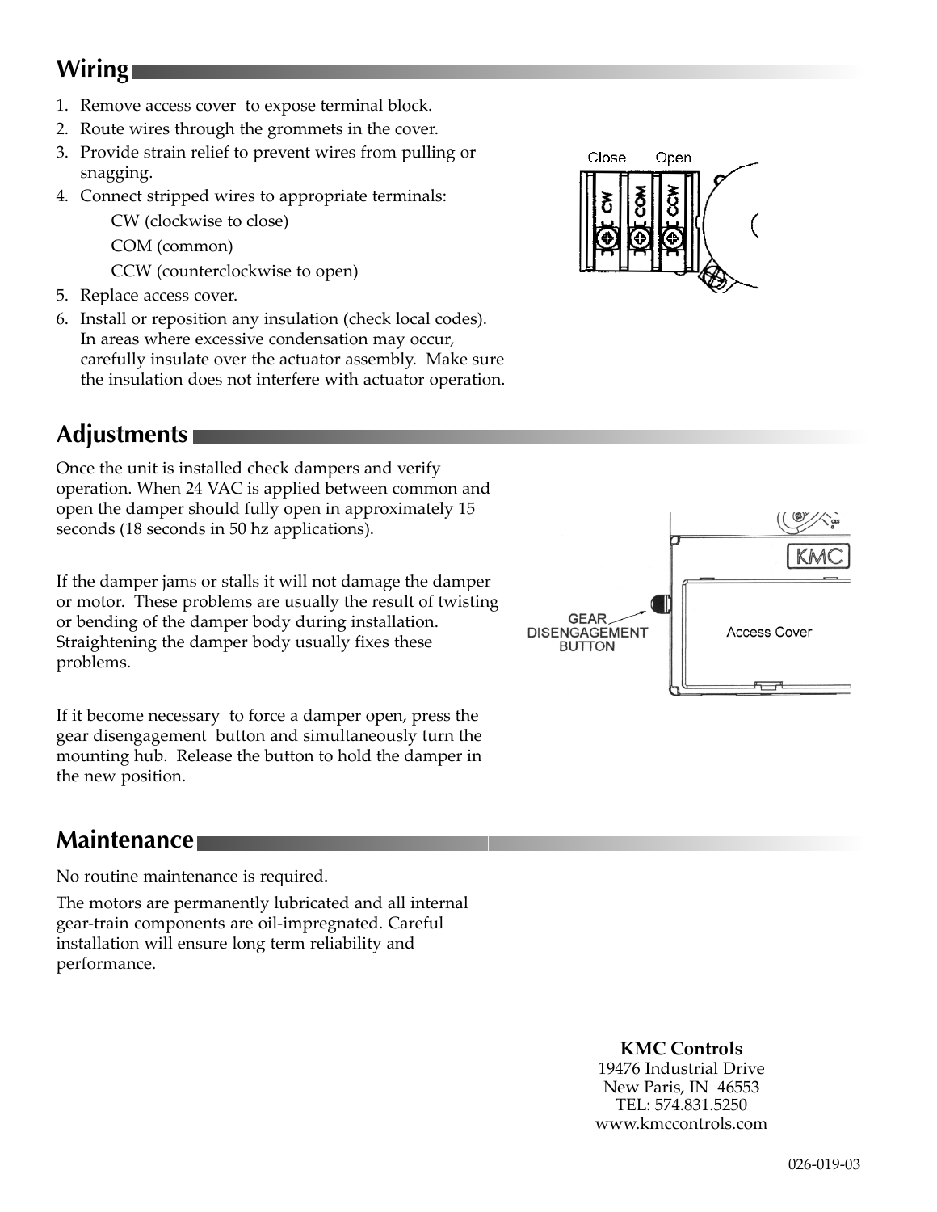## Wiring

1. Remove access cover  to expose terminal block.
2. Route wires through the grommets in the cover.
3. Provide strain relief to prevent wires from pulling or snagging.
4. Connect stripped wires to appropriate terminals:
   CW (clockwise to close)
   COM (common)
   CCW (counterclockwise to open)
5. Replace access cover.
6. Install or reposition any insulation (check local codes). In areas where excessive condensation may occur, carefully insulate over the actuator assembly.  Make sure the insulation does not interfere with actuator operation.

Close Open

CW COM CCW

## Adjustments

Once the unit is installed check dampers and verify operation. When 24 VAC is applied between common and open the damper should fully open in approximately 15 seconds (18 seconds in 50 hz applications).

If the damper jams or stalls it will not damage the damper or motor.  These problems are usually the result of twisting or bending of the damper body during installation. Straightening the damper body usually fixes these problems.

If it become necessary  to force a damper open, press the gear disengagement  button and simultaneously turn the mounting hub.  Release the button to hold the damper in the new position.

GEAR DISENGAGEMENT BUTTON

KMC

Access Cover

## Maintenance

No routine maintenance is required.

The motors are permanently lubricated and all internal gear-train components are oil-impregnated. Careful installation will ensure long term reliability and performance.

**KMC Controls**
19476 Industrial Drive
New Paris, IN  46553
TEL: 574.831.5250
www.kmccontrols.com

026-019-03